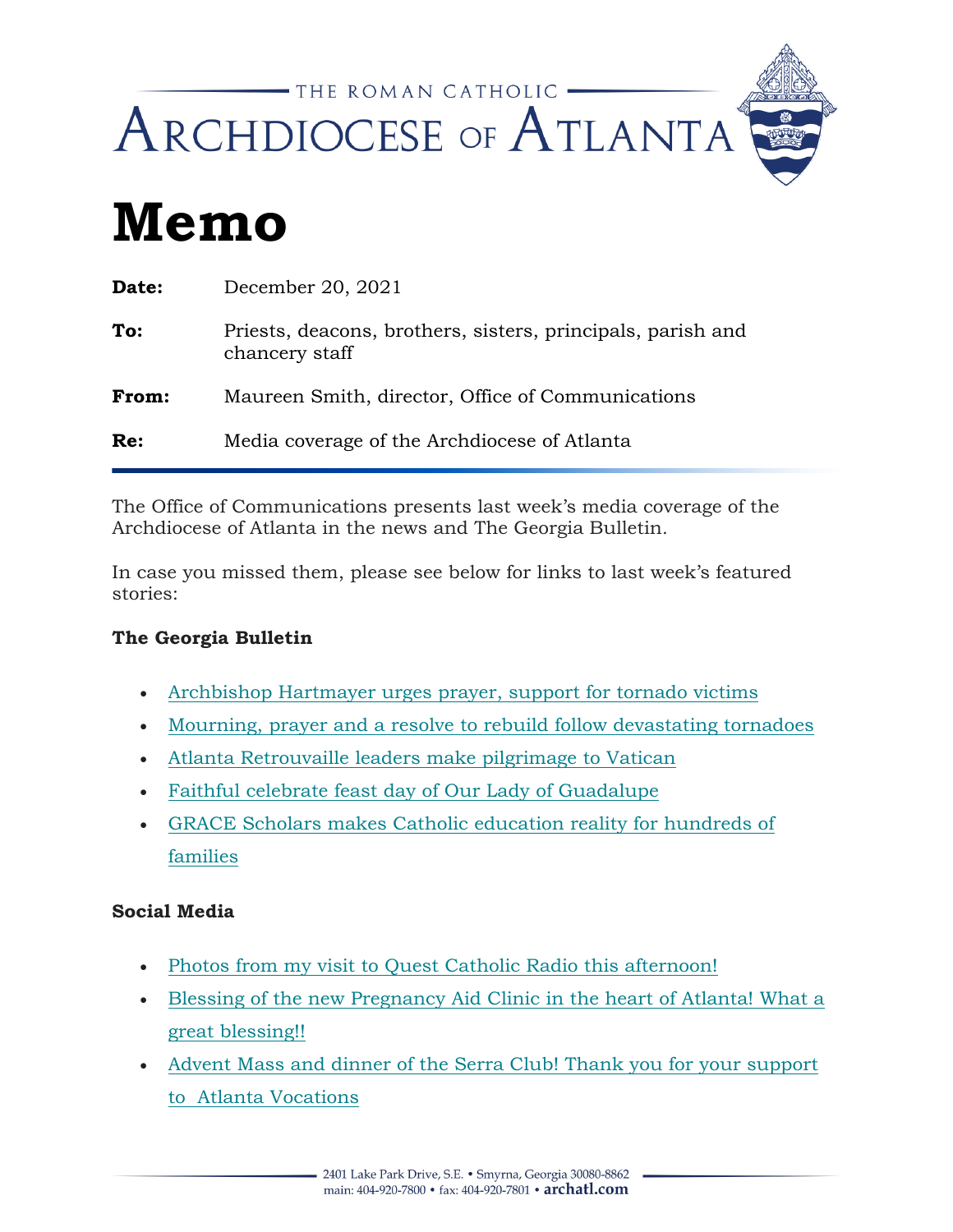THE ROMAN CATHOLIC

ARCHDIOCESE OF ATLANTA

# Memo

**Date:** December 20, 2021

**To:** Priests, deacons, brothers, sisters, principals, parish and chancery staff

**From:** Maureen Smith, director, Office of Communications

**Re:** Media coverage of the Archdiocese of Atlanta

The Office of Communications presents last week's media coverage of the Archdiocese of Atlanta in the news and The Georgia Bulletin.

In case you missed them, please see below for links to last week's featured stories:

**The Georgia Bulletin**

- Archbishop Hartmayer urges prayer, support for tornado victims
- Mourning, prayer and a resolve to rebuild follow devastating tornadoes
- Atlanta Retrouvaille leaders make pilgrimage to Vatican
- Faithful celebrate feast day of Our Lady of Guadalupe
- GRACE Scholars makes Catholic education reality for hundreds of families

**Social Media**

- Photos from my visit to Quest Catholic Radio this afternoon!
- Blessing of the new Pregnancy Aid Clinic in the heart of Atlanta! What a great blessing!!
- Advent Mass and dinner of the Serra Club! Thank you for your support to Atlanta Vocations

2401 Lake Park Drive, S.E. • Smyrna, Georgia 30080-8862
main: 404-920-7800 • fax: 404-920-7801 • archatl.com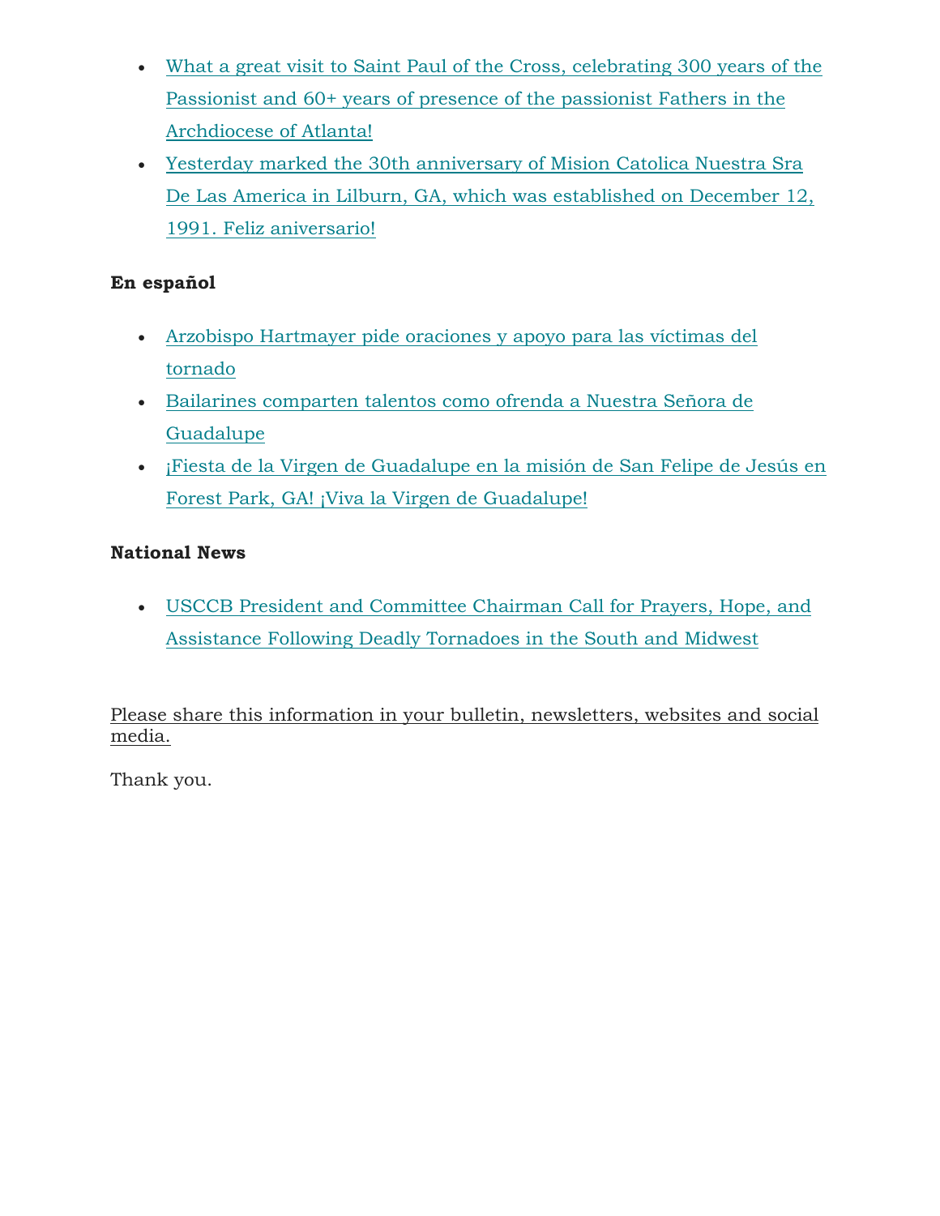- What a great visit to Saint Paul of the Cross, celebrating 300 years of the Passionist and 60+ years of presence of the passionist Fathers in the Archdiocese of Atlanta!
- Yesterday marked the 30th anniversary of Mision Catolica Nuestra Sra De Las America in Lilburn, GA, which was established on December 12, 1991. Feliz aniversario!

**En español**

- Arzobispo Hartmayer pide oraciones y apoyo para las víctimas del tornado
- Bailarines comparten talentos como ofrenda a Nuestra Señora de Guadalupe
- ¡Fiesta de la Virgen de Guadalupe en la misión de San Felipe de Jesús en Forest Park, GA! ¡Viva la Virgen de Guadalupe!

**National News**

- USCCB President and Committee Chairman Call for Prayers, Hope, and Assistance Following Deadly Tornadoes in the South and Midwest

Please share this information in your bulletin, newsletters, websites and social media.

Thank you.